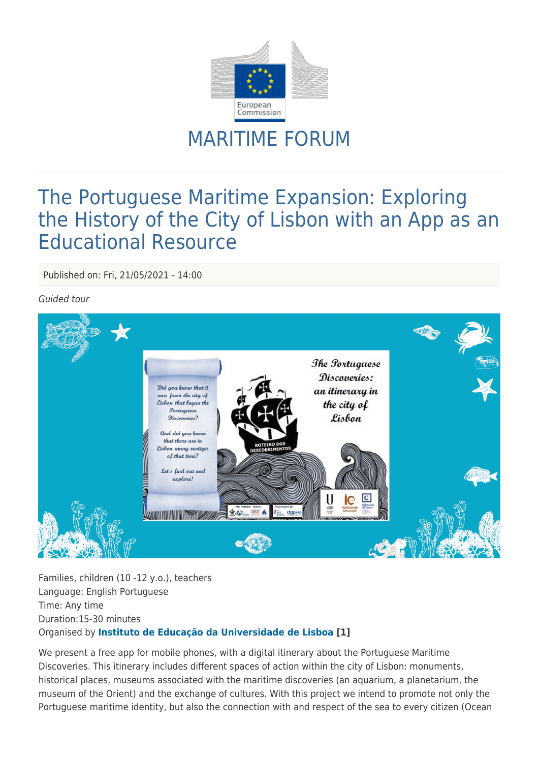MARITIME FORUM

# The Portuguese Maritime Expansion: Exploring the History of the City of Lisbon with an App as an Educational Resource

Published on: Fri, 21/05/2021 - 14:00

*Guided tour*

Families, children (10 -12 y.o.), teachers
Language: English Portuguese
Time: Any time
Duration:15-30 minutes
Organised by **Instituto de Educação da Universidade de Lisboa [1]**

We present a free app for mobile phones, with a digital itinerary about the Portuguese Maritime Discoveries. This itinerary includes different spaces of action within the city of Lisbon: monuments, historical places, museums associated with the maritime discoveries (an aquarium, a planetarium, the museum of the Orient) and the exchange of cultures. With this project we intend to promote not only the Portuguese maritime identity, but also the connection with and respect of the sea to every citizen (Ocean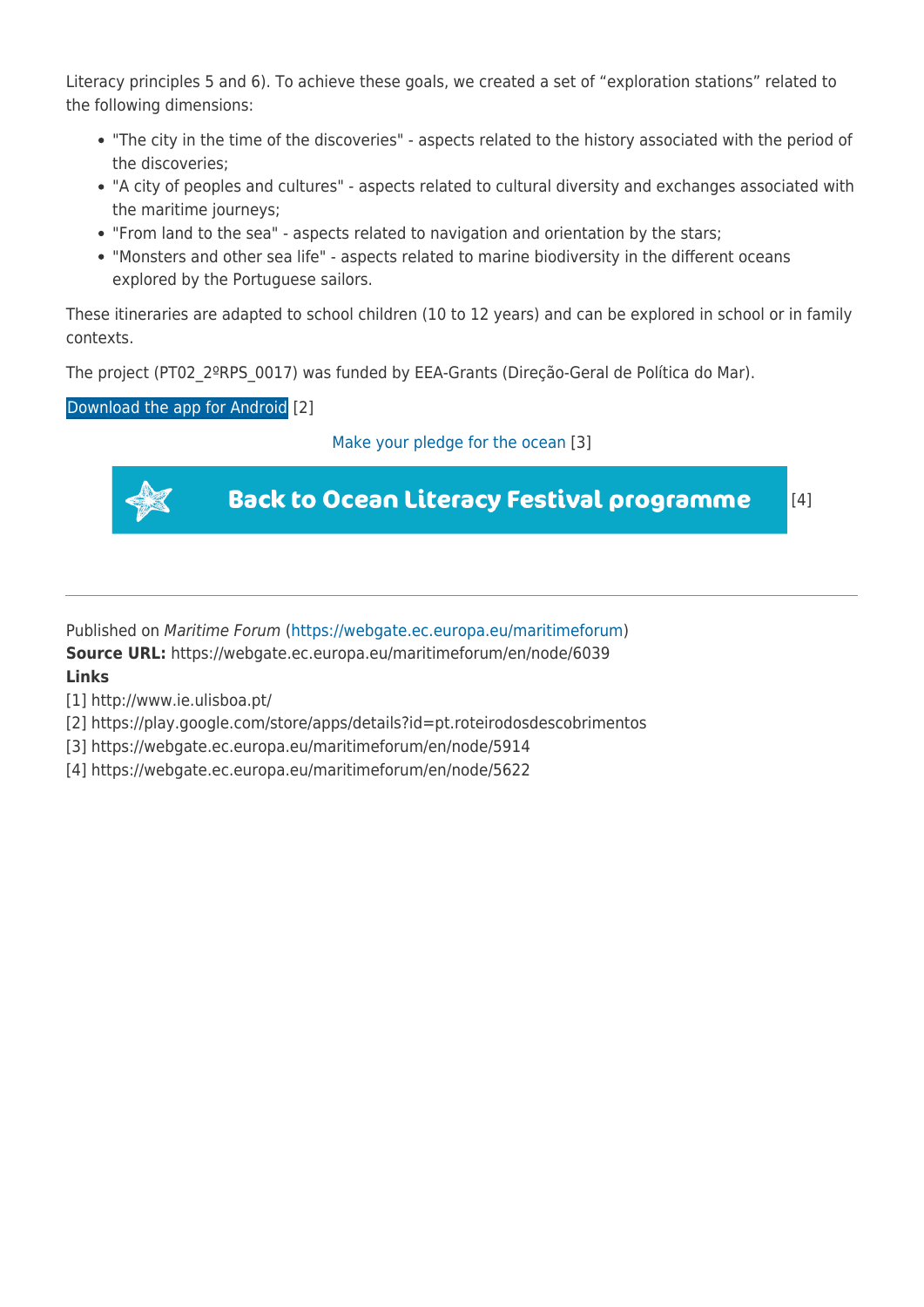Literacy principles 5 and 6). To achieve these goals, we created a set of “exploration stations” related to the following dimensions:

- "The city in the time of the discoveries" - aspects related to the history associated with the period of the discoveries;
- "A city of peoples and cultures" - aspects related to cultural diversity and exchanges associated with the maritime journeys;
- "From land to the sea" - aspects related to navigation and orientation by the stars;
- "Monsters and other sea life" - aspects related to marine biodiversity in the different oceans explored by the Portuguese sailors.

These itineraries are adapted to school children (10 to 12 years) and can be explored in school or in family contexts.

The project (PT02_2ºRPS_0017) was funded by EEA-Grants (Direção-Geral de Política do Mar).

Download the app for Android [2]

Make your pledge for the ocean [3]

Back to Ocean Literacy Festival programme [4]

---

Published on *Maritime Forum* (https://webgate.ec.europa.eu/maritimeforum)
**Source URL:** https://webgate.ec.europa.eu/maritimeforum/en/node/6039
**Links**
[1] http://www.ie.ulisboa.pt/
[2] https://play.google.com/store/apps/details?id=pt.roteirodosdescobrimentos
[3] https://webgate.ec.europa.eu/maritimeforum/en/node/5914
[4] https://webgate.ec.europa.eu/maritimeforum/en/node/5622